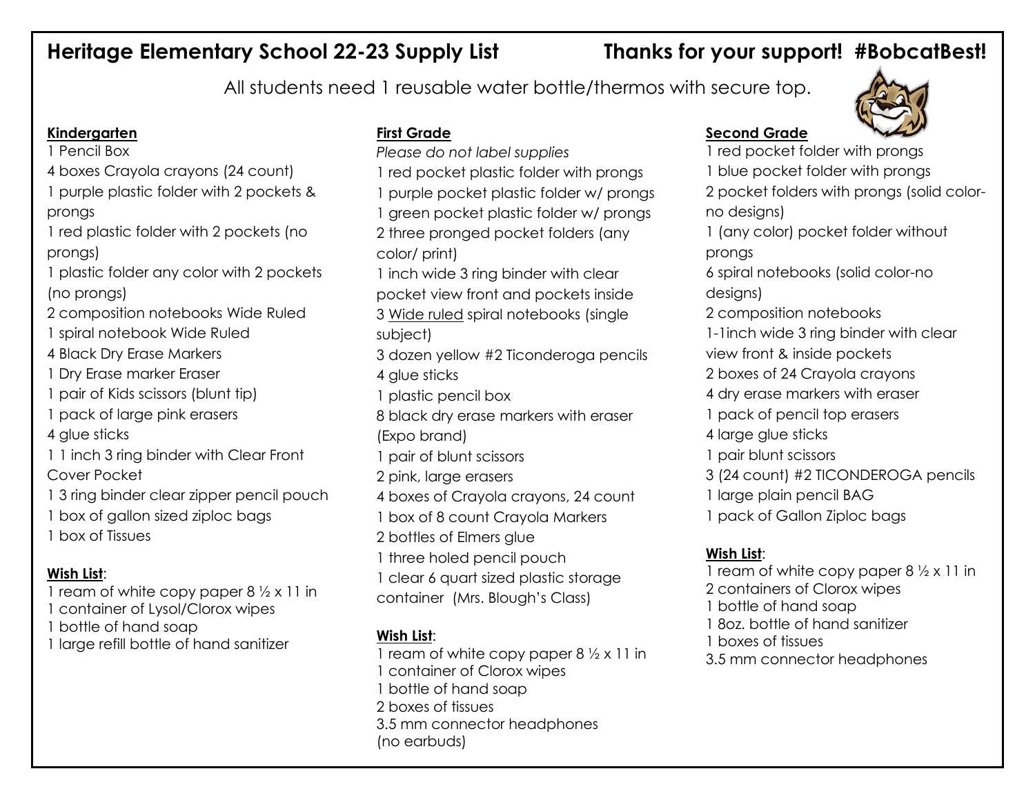# Heritage Elementary School 22-23 Supply List

**Thanks for your support! #BobcatBest!**

All students need 1 reusable water bottle/thermos with secure top.

## Kindergarten

1 Pencil Box
4 boxes Crayola crayons (24 count)
1 purple plastic folder with 2 pockets & prongs
1 red plastic folder with 2 pockets (no prongs)
1 plastic folder any color with 2 pockets (no prongs)
2 composition notebooks Wide Ruled
1 spiral notebook Wide Ruled
4 Black Dry Erase Markers
1 Dry Erase marker Eraser
1 pair of Kids scissors (blunt tip)
1 pack of large pink erasers
4 glue sticks
1 1 inch 3 ring binder with Clear Front Cover Pocket
1 3 ring binder clear zipper pencil pouch
1 box of gallon sized ziploc bags
1 box of Tissues

**Wish List**:
1 ream of white copy paper 8 ½ x 11 in
1 container of Lysol/Clorox wipes
1 bottle of hand soap
1 large refill bottle of hand sanitizer

## First Grade

*Please do not label supplies*
1 red pocket plastic folder with prongs
1 purple pocket plastic folder w/ prongs
1 green pocket plastic folder w/ prongs
2 three pronged pocket folders (any color/ print)
1 inch wide 3 ring binder with clear pocket view front and pockets inside
3 Wide ruled spiral notebooks (single subject)
3 dozen yellow #2 Ticonderoga pencils
4 glue sticks
1 plastic pencil box
8 black dry erase markers with eraser (Expo brand)
1 pair of blunt scissors
2 pink, large erasers
4 boxes of Crayola crayons, 24 count
1 box of 8 count Crayola Markers
2 bottles of Elmers glue
1 three holed pencil pouch
1 clear 6 quart sized plastic storage container (Mrs. Blough's Class)

**Wish List**:
1 ream of white copy paper 8 ½ x 11 in
1 container of Clorox wipes
1 bottle of hand soap
2 boxes of tissues
3.5 mm connector headphones (no earbuds)

## Second Grade

1 red pocket folder with prongs
1 blue pocket folder with prongs
2 pocket folders with prongs (solid color-no designs)
1 (any color) pocket folder without prongs
6 spiral notebooks (solid color-no designs)
2 composition notebooks
1-1inch wide 3 ring binder with clear view front & inside pockets
2 boxes of 24 Crayola crayons
4 dry erase markers with eraser
1 pack of pencil top erasers
4 large glue sticks
1 pair blunt scissors
3 (24 count) #2 TICONDEROGA pencils
1 large plain pencil BAG
1 pack of Gallon Ziploc bags

**Wish List**:
1 ream of white copy paper 8 ½ x 11 in
2 containers of Clorox wipes
1 bottle of hand soap
1 8oz. bottle of hand sanitizer
1 boxes of tissues
3.5 mm connector headphones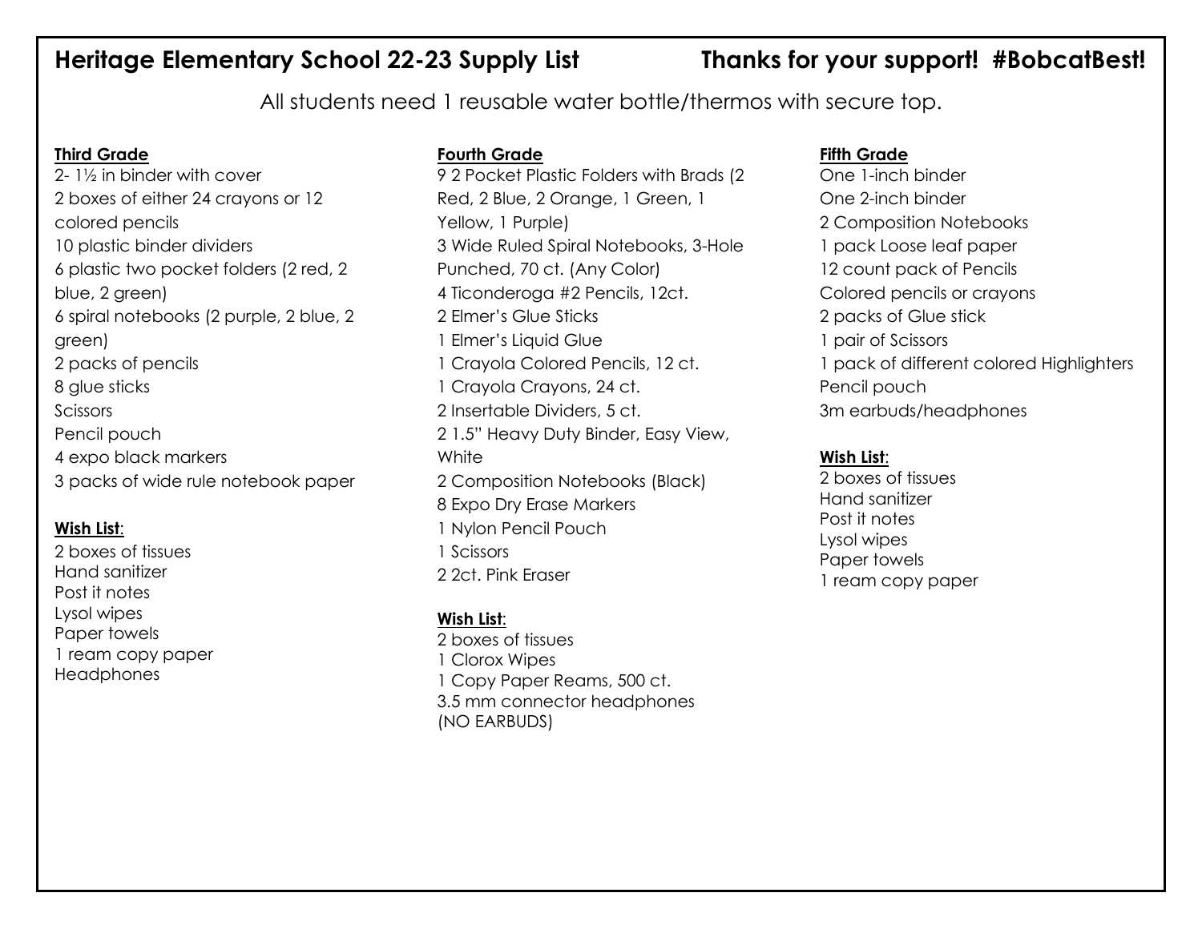# Heritage Elementary School 22-23 Supply List

**Thanks for your support! #BobcatBest!**

All students need 1 reusable water bottle/thermos with secure top.

## Third Grade

2- 1½ in binder with cover
2 boxes of either 24 crayons or 12 colored pencils
10 plastic binder dividers
6 plastic two pocket folders (2 red, 2 blue, 2 green)
6 spiral notebooks (2 purple, 2 blue, 2 green)
2 packs of pencils
8 glue sticks
Scissors
Pencil pouch
4 expo black markers
3 packs of wide rule notebook paper

### Wish List:

2 boxes of tissues
Hand sanitizer
Post it notes
Lysol wipes
Paper towels
1 ream copy paper
Headphones

## Fourth Grade

9 2 Pocket Plastic Folders with Brads (2 Red, 2 Blue, 2 Orange, 1 Green, 1 Yellow, 1 Purple)
3 Wide Ruled Spiral Notebooks, 3-Hole Punched, 70 ct. (Any Color)
4 Ticonderoga #2 Pencils, 12ct.
2 Elmer's Glue Sticks
1 Elmer's Liquid Glue
1 Crayola Colored Pencils, 12 ct.
1 Crayola Crayons, 24 ct.
2 Insertable Dividers, 5 ct.
2 1.5" Heavy Duty Binder, Easy View, White
2 Composition Notebooks (Black)
8 Expo Dry Erase Markers
1 Nylon Pencil Pouch
1 Scissors
2 2ct. Pink Eraser

### Wish List:

2 boxes of tissues
1 Clorox Wipes
1 Copy Paper Reams, 500 ct.
3.5 mm connector headphones (NO EARBUDS)

## Fifth Grade

One 1-inch binder
One 2-inch binder
2 Composition Notebooks
1 pack Loose leaf paper
12 count pack of Pencils
Colored pencils or crayons
2 packs of Glue stick
1 pair of Scissors
1 pack of different colored Highlighters
Pencil pouch
3m earbuds/headphones

### Wish List:

2 boxes of tissues
Hand sanitizer
Post it notes
Lysol wipes
Paper towels
1 ream copy paper